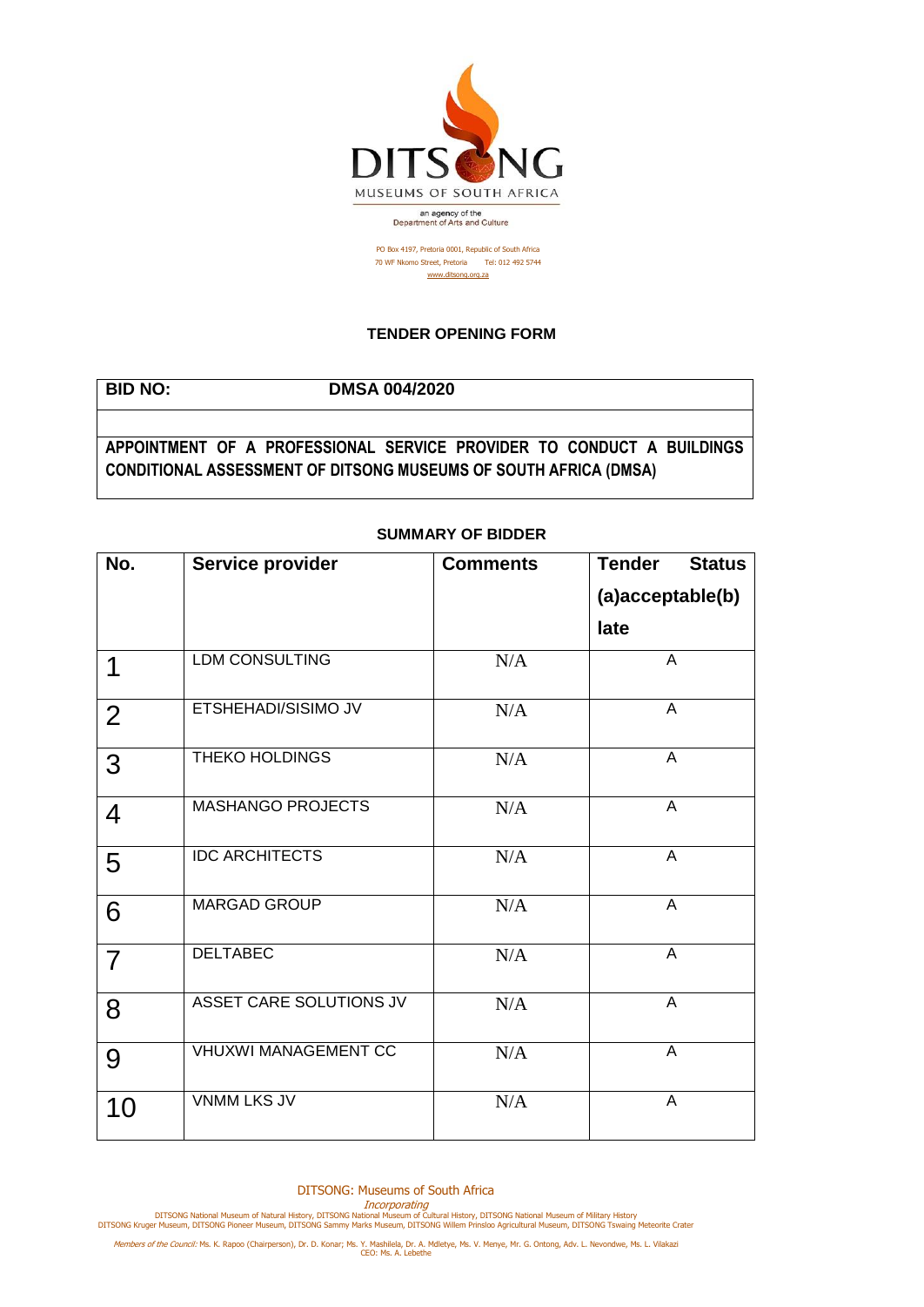DITSONG

MUSEUMS OF SOUTH AFRICA

an agency of the
Department of Arts and Culture

PO Box 4197, Pretoria 0001, Republic of South Africa
70 WF Nkomo Street, Pretoria Tel: 012 492 5744
www.ditsong.org.za

## TENDER OPENING FORM

| **BID NO:** | **DMSA 004/2020** |
|---|---|
| | |
| **APPOINTMENT OF A PROFESSIONAL SERVICE PROVIDER TO CONDUCT A BUILDINGS CONDITIONAL ASSESSMENT OF DITSONG MUSEUMS OF SOUTH AFRICA (DMSA)** | |

### SUMMARY OF BIDDER

| No. | Service provider | Comments | Tender Status (a)acceptable(b) late |
|---|---|---|---|
| 1 | LDM CONSULTING | N/A | A |
| 2 | ETSHEHADI/SISIMO JV | N/A | A |
| 3 | THEKO HOLDINGS | N/A | A |
| 4 | MASHANGO PROJECTS | N/A | A |
| 5 | IDC ARCHITECTS | N/A | A |
| 6 | MARGAD GROUP | N/A | A |
| 7 | DELTABEC | N/A | A |
| 8 | ASSET CARE SOLUTIONS JV | N/A | A |
| 9 | VHUXWI MANAGEMENT CC | N/A | A |
| 10 | VNMM LKS JV | N/A | A |

DITSONG: Museums of South Africa

*Incorporating*

DITSONG National Museum of Natural History, DITSONG National Museum of Cultural History, DITSONG National Museum of Military History
DITSONG Kruger Museum, DITSONG Pioneer Museum, DITSONG Sammy Marks Museum, DITSONG Willem Prinsloo Agricultural Museum, DITSONG Tswaing Meteorite Crater

*Members of the Council:* Ms. K. Rapoo (Chairperson), Dr. D. Konar; Ms. Y. Mashilela, Dr. A. Mdletye, Ms. V. Menye, Mr. G. Ontong, Adv. L. Nevondwe, Ms. L. Vilakazi
CEO: Ms. A. Lebethe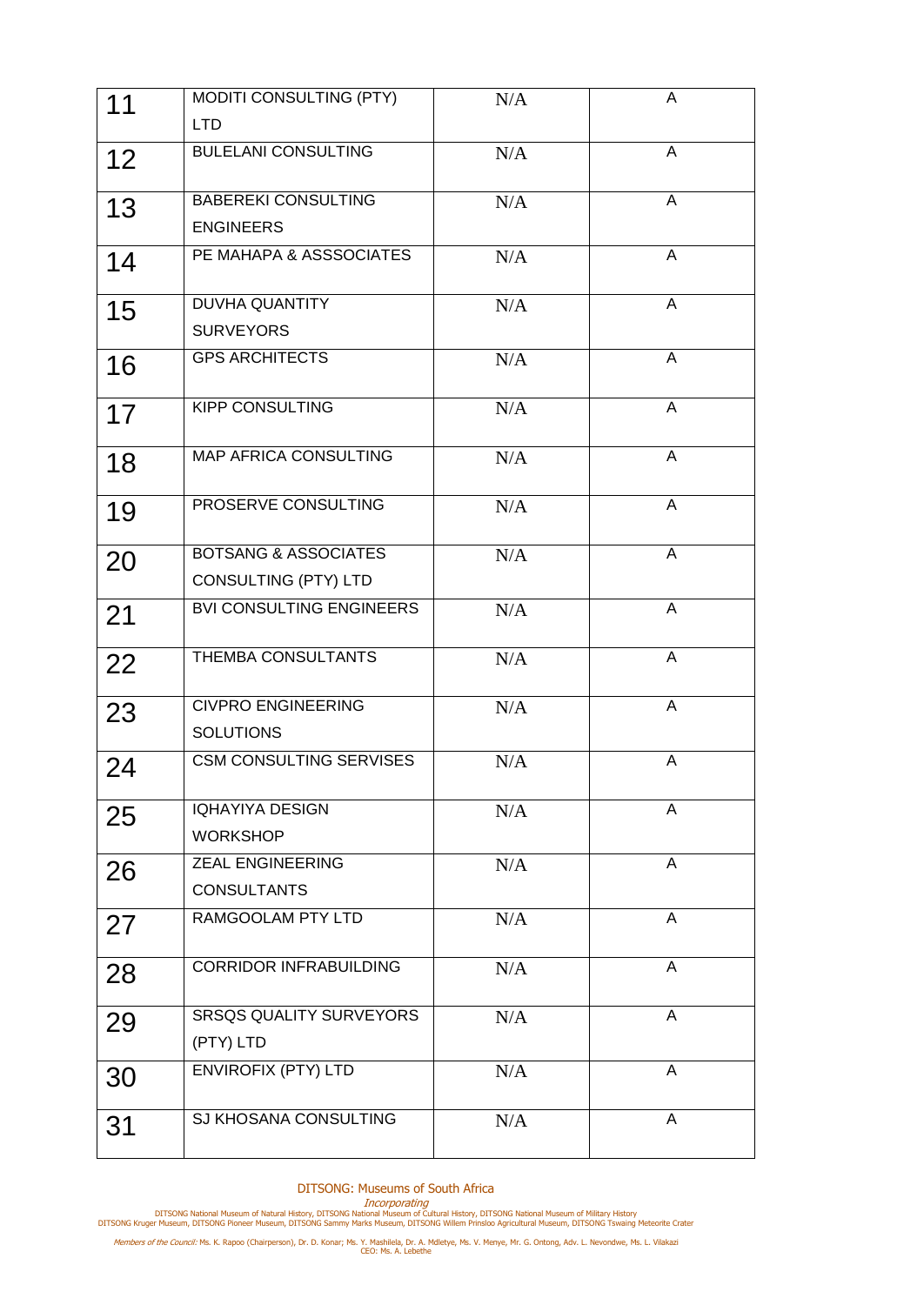| | | | |
|---|---|---|---|
| 11 | MODITI CONSULTING (PTY) LTD | N/A | A |
| 12 | BULELANI CONSULTING | N/A | A |
| 13 | BABEREKI CONSULTING ENGINEERS | N/A | A |
| 14 | PE MAHAPA & ASSSOCIATES | N/A | A |
| 15 | DUVHA QUANTITY SURVEYORS | N/A | A |
| 16 | GPS ARCHITECTS | N/A | A |
| 17 | KIPP CONSULTING | N/A | A |
| 18 | MAP AFRICA CONSULTING | N/A | A |
| 19 | PROSERVE CONSULTING | N/A | A |
| 20 | BOTSANG & ASSOCIATES CONSULTING (PTY) LTD | N/A | A |
| 21 | BVI CONSULTING ENGINEERS | N/A | A |
| 22 | THEMBA CONSULTANTS | N/A | A |
| 23 | CIVPRO ENGINEERING SOLUTIONS | N/A | A |
| 24 | CSM CONSULTING SERVISES | N/A | A |
| 25 | IQHAYIYA DESIGN WORKSHOP | N/A | A |
| 26 | ZEAL ENGINEERING CONSULTANTS | N/A | A |
| 27 | RAMGOOLAM PTY LTD | N/A | A |
| 28 | CORRIDOR INFRABUILDING | N/A | A |
| 29 | SRSQS QUALITY SURVEYORS (PTY) LTD | N/A | A |
| 30 | ENVIROFIX (PTY) LTD | N/A | A |
| 31 | SJ KHOSANA CONSULTING | N/A | A |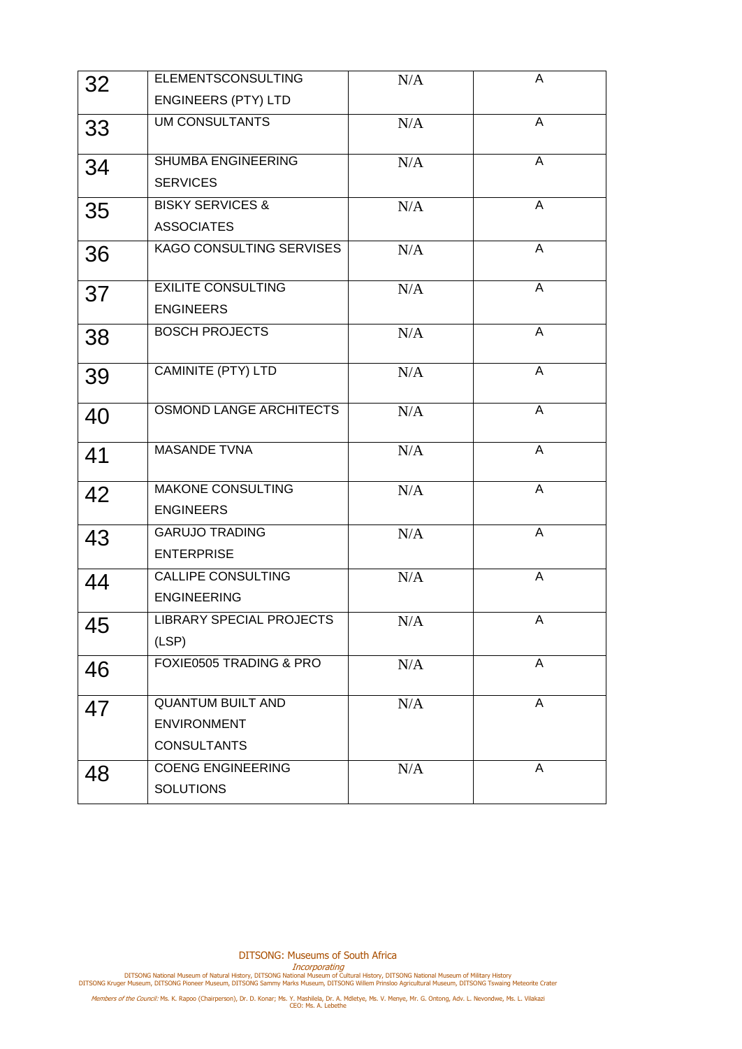| | | | |
|---|---|---|---|
| 32 | ELEMENTSCONSULTING ENGINEERS (PTY) LTD | N/A | A |
| 33 | UM CONSULTANTS | N/A | A |
| 34 | SHUMBA ENGINEERING SERVICES | N/A | A |
| 35 | BISKY SERVICES & ASSOCIATES | N/A | A |
| 36 | KAGO CONSULTING SERVISES | N/A | A |
| 37 | EXILITE CONSULTING ENGINEERS | N/A | A |
| 38 | BOSCH PROJECTS | N/A | A |
| 39 | CAMINITE (PTY) LTD | N/A | A |
| 40 | OSMOND LANGE ARCHITECTS | N/A | A |
| 41 | MASANDE TVNA | N/A | A |
| 42 | MAKONE CONSULTING ENGINEERS | N/A | A |
| 43 | GARUJO TRADING ENTERPRISE | N/A | A |
| 44 | CALLIPE CONSULTING ENGINEERING | N/A | A |
| 45 | LIBRARY SPECIAL PROJECTS (LSP) | N/A | A |
| 46 | FOXIE0505 TRADING & PRO | N/A | A |
| 47 | QUANTUM BUILT AND ENVIRONMENT CONSULTANTS | N/A | A |
| 48 | COENG ENGINEERING SOLUTIONS | N/A | A |